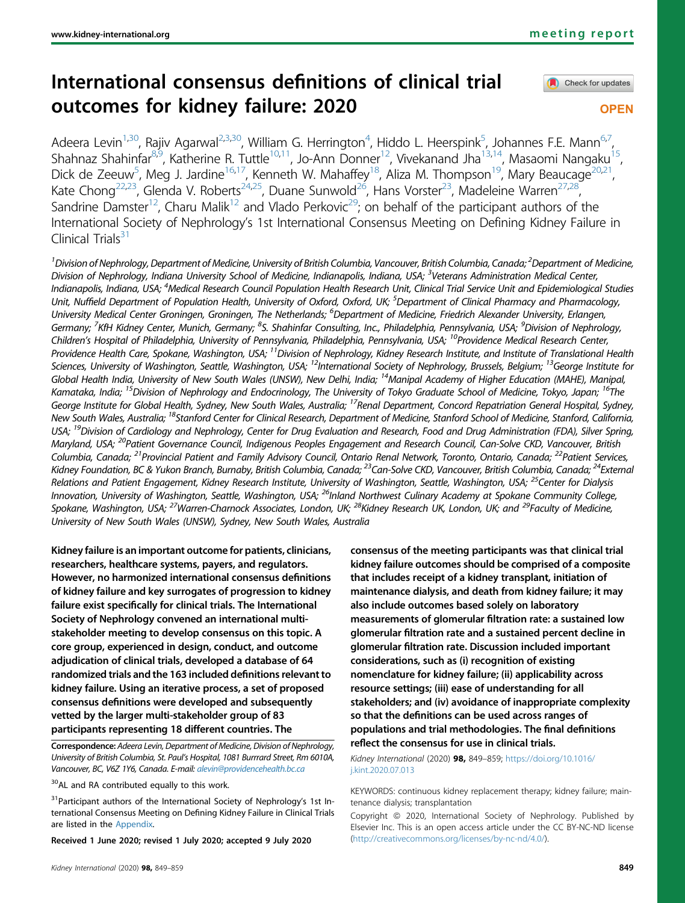meeting report

# International consensus definitions of clinical trial outcomes for kidney failure: 2020

OPEN

Adeera Levin[1,30], Rajiv Agarwal[2,3,30], William G. Herrington[4], Hiddo L. Heerspink[5], Johannes F.E. Mann[6,7], Shahnaz Shahinfar[8,9], Katherine R. Tuttle[10,11], Jo-Ann Donner[12], Vivekanand Jha[13,14], Masaomi Nangaku[15], Dick de Zeeuw[5], Meg J. Jardine[16,17], Kenneth W. Mahaffey[18], Aliza M. Thompson[19], Mary Beaucage[20,21], Kate Chong[22,23], Glenda V. Roberts[24,25], Duane Sunwold[26], Hans Vorster[23], Madeleine Warren[27,28], Sandrine Damster[12], Charu Malik[12] and Vlado Perkovic[29]; on behalf of the participant authors of the International Society of Nephrology's 1st International Consensus Meeting on Defining Kidney Failure in Clinical Trials[31]

[1]Division of Nephrology, Department of Medicine, University of British Columbia, Vancouver, British Columbia, Canada; [2]Department of Medicine, Division of Nephrology, Indiana University School of Medicine, Indianapolis, Indiana, USA; [3]Veterans Administration Medical Center, Indianapolis, Indiana, USA; [4]Medical Research Council Population Health Research Unit, Clinical Trial Service Unit and Epidemiological Studies Unit, Nuffield Department of Population Health, University of Oxford, Oxford, UK; [5]Department of Clinical Pharmacy and Pharmacology, University Medical Center Groningen, Groningen, The Netherlands; [6]Department of Medicine, Friedrich Alexander University, Erlangen, Germany; [7]KfH Kidney Center, Munich, Germany; [8]S. Shahinfar Consulting, Inc., Philadelphia, Pennsylvania, USA; [9]Division of Nephrology, Children's Hospital of Philadelphia, University of Pennsylvania, Philadelphia, Pennsylvania, USA; [10]Providence Medical Research Center, Providence Health Care, Spokane, Washington, USA; [11]Division of Nephrology, Kidney Research Institute, and Institute of Translational Health Sciences, University of Washington, Seattle, Washington, USA; [12]International Society of Nephrology, Brussels, Belgium; [13]George Institute for Global Health India, University of New South Wales (UNSW), New Delhi, India; [14]Manipal Academy of Higher Education (MAHE), Manipal, Kamataka, India; [15]Division of Nephrology and Endocrinology, The University of Tokyo Graduate School of Medicine, Tokyo, Japan; [16]The George Institute for Global Health, Sydney, New South Wales, Australia; [17]Renal Department, Concord Repatriation General Hospital, Sydney, New South Wales, Australia; [18]Stanford Center for Clinical Research, Department of Medicine, Stanford School of Medicine, Stanford, California, USA; [19]Division of Cardiology and Nephrology, Center for Drug Evaluation and Research, Food and Drug Administration (FDA), Silver Spring, Maryland, USA; [20]Patient Governance Council, Indigenous Peoples Engagement and Research Council, Can-Solve CKD, Vancouver, British Columbia, Canada; [21]Provincial Patient and Family Advisory Council, Ontario Renal Network, Toronto, Ontario, Canada; [22]Patient Services, Kidney Foundation, BC & Yukon Branch, Burnaby, British Columbia, Canada; [23]Can-Solve CKD, Vancouver, British Columbia, Canada; [24]External Relations and Patient Engagement, Kidney Research Institute, University of Washington, Seattle, Washington, USA; [25]Center for Dialysis Innovation, University of Washington, Seattle, Washington, USA; [26]Inland Northwest Culinary Academy at Spokane Community College, Spokane, Washington, USA; [27]Warren-Charnock Associates, London, UK; [28]Kidney Research UK, London, UK; and [29]Faculty of Medicine, University of New South Wales (UNSW), Sydney, New South Wales, Australia

**Kidney failure is an important outcome for patients, clinicians, researchers, healthcare systems, payers, and regulators. However, no harmonized international consensus definitions of kidney failure and key surrogates of progression to kidney failure exist specifically for clinical trials. The International Society of Nephrology convened an international multi-stakeholder meeting to develop consensus on this topic. A core group, experienced in design, conduct, and outcome adjudication of clinical trials, developed a database of 64 randomized trials and the 163 included definitions relevant to kidney failure. Using an iterative process, a set of proposed consensus definitions were developed and subsequently vetted by the larger multi-stakeholder group of 83 participants representing 18 different countries. The consensus of the meeting participants was that clinical trial kidney failure outcomes should be comprised of a composite that includes receipt of a kidney transplant, initiation of maintenance dialysis, and death from kidney failure; it may also include outcomes based solely on laboratory measurements of glomerular filtration rate: a sustained low glomerular filtration rate and a sustained percent decline in glomerular filtration rate. Discussion included important considerations, such as (i) recognition of existing nomenclature for kidney failure; (ii) applicability across resource settings; (iii) ease of understanding for all stakeholders; and (iv) avoidance of inappropriate complexity so that the definitions can be used across ranges of populations and trial methodologies. The final definitions reflect the consensus for use in clinical trials.**

*Kidney International* (2020) **98,** 849–859; https://doi.org/10.1016/j.kint.2020.07.013

KEYWORDS: continuous kidney replacement therapy; kidney failure; maintenance dialysis; transplantation

Copyright © 2020, International Society of Nephrology. Published by Elsevier Inc. This is an open access article under the CC BY-NC-ND license (http://creativecommons.org/licenses/by-nc-nd/4.0/).

**Correspondence:** Adeera Levin, Department of Medicine, Division of Nephrology, University of British Columbia, St. Paul's Hospital, 1081 Burrrard Street, Rm 6010A, Vancouver, BC, V6Z 1Y6, Canada. E-mail: alevin@providencehealth.bc.ca

[30]AL and RA contributed equally to this work.

[31]Participant authors of the International Society of Nephrology's 1st International Consensus Meeting on Defining Kidney Failure in Clinical Trials are listed in the Appendix.

**Received 1 June 2020; revised 1 July 2020; accepted 9 July 2020**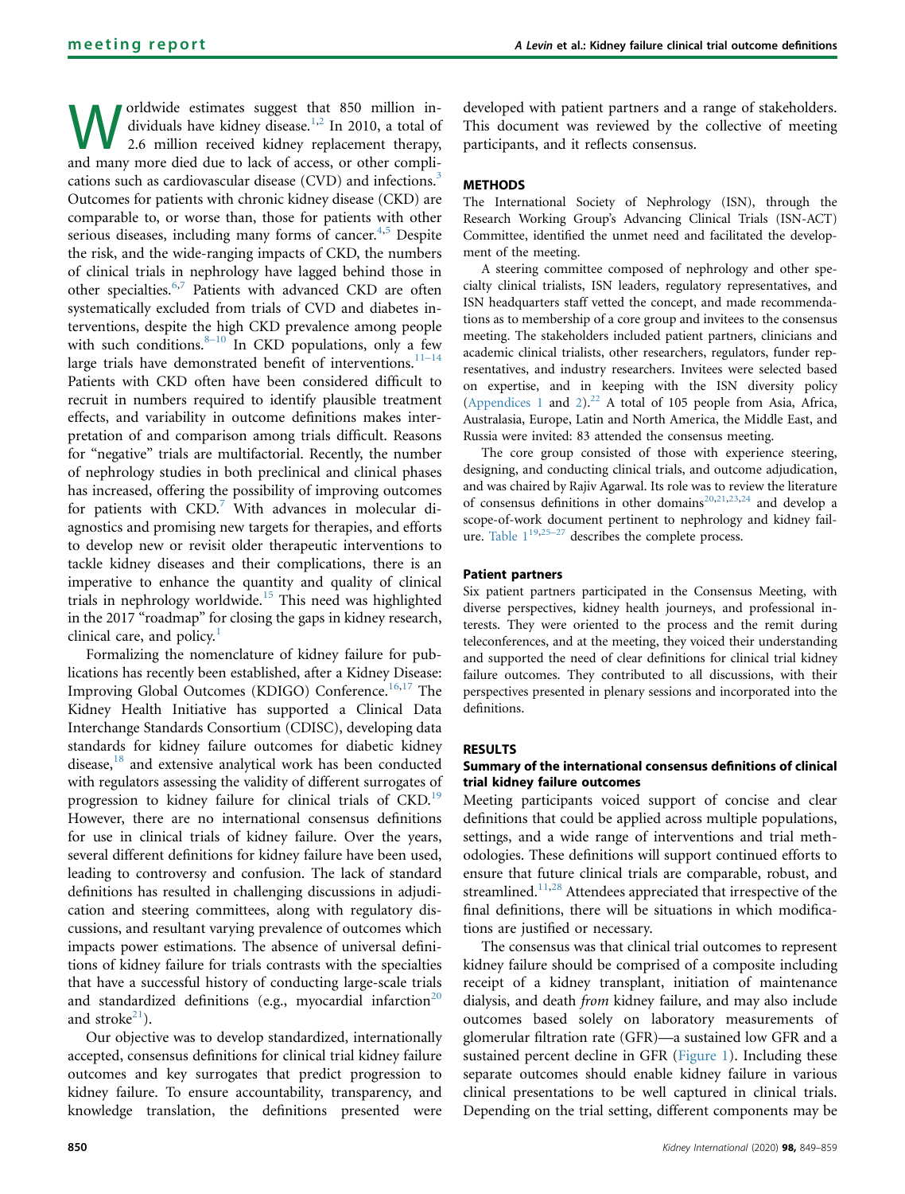Worldwide estimates suggest that 850 million individuals have kidney disease.[1,2] In 2010, a total of 2.6 million received kidney replacement therapy, and many more died due to lack of access, or other complications such as cardiovascular disease (CVD) and infections.[3] Outcomes for patients with chronic kidney disease (CKD) are comparable to, or worse than, those for patients with other serious diseases, including many forms of cancer.[4,5] Despite the risk, and the wide-ranging impacts of CKD, the numbers of clinical trials in nephrology have lagged behind those in other specialties.[6,7] Patients with advanced CKD are often systematically excluded from trials of CVD and diabetes interventions, despite the high CKD prevalence among people with such conditions.[8–10] In CKD populations, only a few large trials have demonstrated benefit of interventions.[11–14] Patients with CKD often have been considered difficult to recruit in numbers required to identify plausible treatment effects, and variability in outcome definitions makes interpretation of and comparison among trials difficult. Reasons for "negative" trials are multifactorial. Recently, the number of nephrology studies in both preclinical and clinical phases has increased, offering the possibility of improving outcomes for patients with CKD.[7] With advances in molecular diagnostics and promising new targets for therapies, and efforts to develop new or revisit older therapeutic interventions to tackle kidney diseases and their complications, there is an imperative to enhance the quantity and quality of clinical trials in nephrology worldwide.[15] This need was highlighted in the 2017 "roadmap" for closing the gaps in kidney research, clinical care, and policy.[1]

Formalizing the nomenclature of kidney failure for publications has recently been established, after a Kidney Disease: Improving Global Outcomes (KDIGO) Conference.[16,17] The Kidney Health Initiative has supported a Clinical Data Interchange Standards Consortium (CDISC), developing data standards for kidney failure outcomes for diabetic kidney disease,[18] and extensive analytical work has been conducted with regulators assessing the validity of different surrogates of progression to kidney failure for clinical trials of CKD.[19] However, there are no international consensus definitions for use in clinical trials of kidney failure. Over the years, several different definitions for kidney failure have been used, leading to controversy and confusion. The lack of standard definitions has resulted in challenging discussions in adjudication and steering committees, along with regulatory discussions, and resultant varying prevalence of outcomes which impacts power estimations. The absence of universal definitions of kidney failure for trials contrasts with the specialties that have a successful history of conducting large-scale trials and standardized definitions (e.g., myocardial infarction[20] and stroke[21]).

Our objective was to develop standardized, internationally accepted, consensus definitions for clinical trial kidney failure outcomes and key surrogates that predict progression to kidney failure. To ensure accountability, transparency, and knowledge translation, the definitions presented were developed with patient partners and a range of stakeholders. This document was reviewed by the collective of meeting participants, and it reflects consensus.

## METHODS

The International Society of Nephrology (ISN), through the Research Working Group's Advancing Clinical Trials (ISN-ACT) Committee, identified the unmet need and facilitated the development of the meeting.

A steering committee composed of nephrology and other specialty clinical trialists, ISN leaders, regulatory representatives, and ISN headquarters staff vetted the concept, and made recommendations as to membership of a core group and invitees to the consensus meeting. The stakeholders included patient partners, clinicians and academic clinical trialists, other researchers, regulators, funder representatives, and industry researchers. Invitees were selected based on expertise, and in keeping with the ISN diversity policy (Appendices 1 and 2).[22] A total of 105 people from Asia, Africa, Australasia, Europe, Latin and North America, the Middle East, and Russia were invited: 83 attended the consensus meeting.

The core group consisted of those with experience steering, designing, and conducting clinical trials, and outcome adjudication, and was chaired by Rajiv Agarwal. Its role was to review the literature of consensus definitions in other domains[20,21,23,24] and develop a scope-of-work document pertinent to nephrology and kidney failure. Table 1[19,25–27] describes the complete process.

### Patient partners

Six patient partners participated in the Consensus Meeting, with diverse perspectives, kidney health journeys, and professional interests. They were oriented to the process and the remit during teleconferences, and at the meeting, they voiced their understanding and supported the need of clear definitions for clinical trial kidney failure outcomes. They contributed to all discussions, with their perspectives presented in plenary sessions and incorporated into the definitions.

## RESULTS

### Summary of the international consensus definitions of clinical trial kidney failure outcomes

Meeting participants voiced support of concise and clear definitions that could be applied across multiple populations, settings, and a wide range of interventions and trial methodologies. These definitions will support continued efforts to ensure that future clinical trials are comparable, robust, and streamlined.[11,28] Attendees appreciated that irrespective of the final definitions, there will be situations in which modifications are justified or necessary.

The consensus was that clinical trial outcomes to represent kidney failure should be comprised of a composite including receipt of a kidney transplant, initiation of maintenance dialysis, and death *from* kidney failure, and may also include outcomes based solely on laboratory measurements of glomerular filtration rate (GFR)—a sustained low GFR and a sustained percent decline in GFR (Figure 1). Including these separate outcomes should enable kidney failure in various clinical presentations to be well captured in clinical trials. Depending on the trial setting, different components may be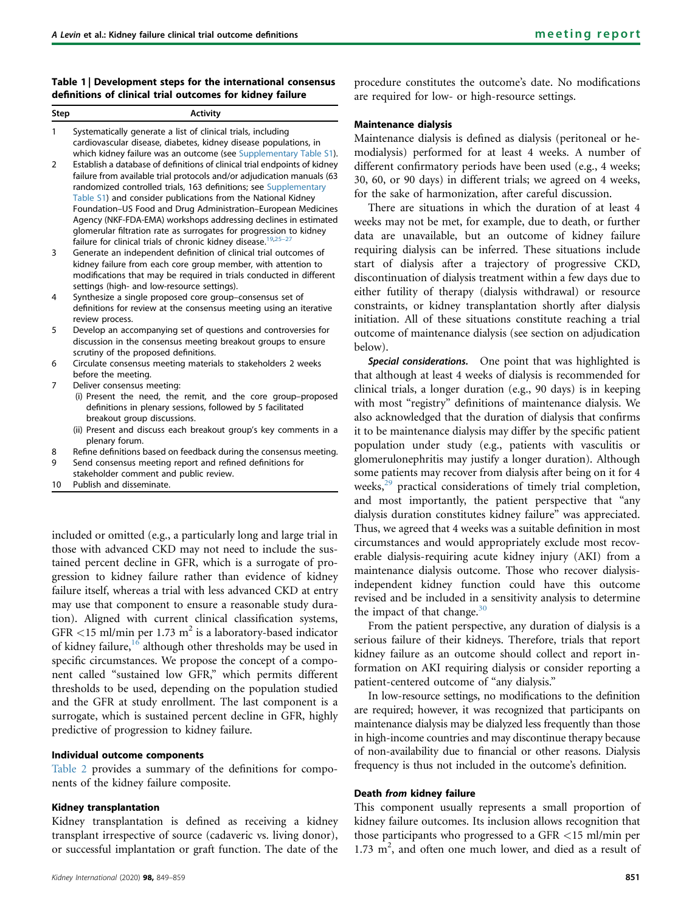**Table 1 | Development steps for the international consensus definitions of clinical trial outcomes for kidney failure**

| Step | Activity |
|---|---|
| 1 | Systematically generate a list of clinical trials, including cardiovascular disease, diabetes, kidney disease populations, in which kidney failure was an outcome (see Supplementary Table S1). |
| 2 | Establish a database of definitions of clinical trial endpoints of kidney failure from available trial protocols and/or adjudication manuals (63 randomized controlled trials, 163 definitions; see Supplementary Table S1) and consider publications from the National Kidney Foundation–US Food and Drug Administration–European Medicines Agency (NKF-FDA-EMA) workshops addressing declines in estimated glomerular filtration rate as surrogates for progression to kidney failure for clinical trials of chronic kidney disease.[19,25–27] |
| 3 | Generate an independent definition of clinical trial outcomes of kidney failure from each core group member, with attention to modifications that may be required in trials conducted in different settings (high- and low-resource settings). |
| 4 | Synthesize a single proposed core group–consensus set of definitions for review at the consensus meeting using an iterative review process. |
| 5 | Develop an accompanying set of questions and controversies for discussion in the consensus meeting breakout groups to ensure scrutiny of the proposed definitions. |
| 6 | Circulate consensus meeting materials to stakeholders 2 weeks before the meeting. |
| 7 | Deliver consensus meeting: (i) Present the need, the remit, and the core group–proposed definitions in plenary sessions, followed by 5 facilitated breakout group discussions. (ii) Present and discuss each breakout group's key comments in a plenary forum. |
| 8 | Refine definitions based on feedback during the consensus meeting. |
| 9 | Send consensus meeting report and refined definitions for stakeholder comment and public review. |
| 10 | Publish and disseminate. |

included or omitted (e.g., a particularly long and large trial in those with advanced CKD may not need to include the sustained percent decline in GFR, which is a surrogate of progression to kidney failure rather than evidence of kidney failure itself, whereas a trial with less advanced CKD at entry may use that component to ensure a reasonable study duration). Aligned with current clinical classification systems, GFR <15 ml/min per 1.73 $m^2$ is a laboratory-based indicator of kidney failure,[16] although other thresholds may be used in specific circumstances. We propose the concept of a component called "sustained low GFR," which permits different thresholds to be used, depending on the population studied and the GFR at study enrollment. The last component is a surrogate, which is sustained percent decline in GFR, highly predictive of progression to kidney failure.

### Individual outcome components

Table 2 provides a summary of the definitions for components of the kidney failure composite.

### Kidney transplantation

Kidney transplantation is defined as receiving a kidney transplant irrespective of source (cadaveric vs. living donor), or successful implantation or graft function. The date of the procedure constitutes the outcome's date. No modifications are required for low- or high-resource settings.

### Maintenance dialysis

Maintenance dialysis is defined as dialysis (peritoneal or hemodialysis) performed for at least 4 weeks. A number of different confirmatory periods have been used (e.g., 4 weeks; 30, 60, or 90 days) in different trials; we agreed on 4 weeks, for the sake of harmonization, after careful discussion.

There are situations in which the duration of at least 4 weeks may not be met, for example, due to death, or further data are unavailable, but an outcome of kidney failure requiring dialysis can be inferred. These situations include start of dialysis after a trajectory of progressive CKD, discontinuation of dialysis treatment within a few days due to either futility of therapy (dialysis withdrawal) or resource constraints, or kidney transplantation shortly after dialysis initiation. All of these situations constitute reaching a trial outcome of maintenance dialysis (see section on adjudication below).

***Special considerations.*** One point that was highlighted is that although at least 4 weeks of dialysis is recommended for clinical trials, a longer duration (e.g., 90 days) is in keeping with most "registry" definitions of maintenance dialysis. We also acknowledged that the duration of dialysis that confirms it to be maintenance dialysis may differ by the specific patient population under study (e.g., patients with vasculitis or glomerulonephritis may justify a longer duration). Although some patients may recover from dialysis after being on it for 4 weeks,[29] practical considerations of timely trial completion, and most importantly, the patient perspective that "any dialysis duration constitutes kidney failure" was appreciated. Thus, we agreed that 4 weeks was a suitable definition in most circumstances and would appropriately exclude most recoverable dialysis-requiring acute kidney injury (AKI) from a maintenance dialysis outcome. Those who recover dialysis-independent kidney function could have this outcome revised and be included in a sensitivity analysis to determine the impact of that change.[30]

From the patient perspective, any duration of dialysis is a serious failure of their kidneys. Therefore, trials that report kidney failure as an outcome should collect and report information on AKI requiring dialysis or consider reporting a patient-centered outcome of "any dialysis."

In low-resource settings, no modifications to the definition are required; however, it was recognized that participants on maintenance dialysis may be dialyzed less frequently than those in high-income countries and may discontinue therapy because of non-availability due to financial or other reasons. Dialysis frequency is thus not included in the outcome's definition.

### Death *from* kidney failure

This component usually represents a small proportion of kidney failure outcomes. Its inclusion allows recognition that those participants who progressed to a GFR <15 ml/min per 1.73 $m^2$, and often one much lower, and died as a result of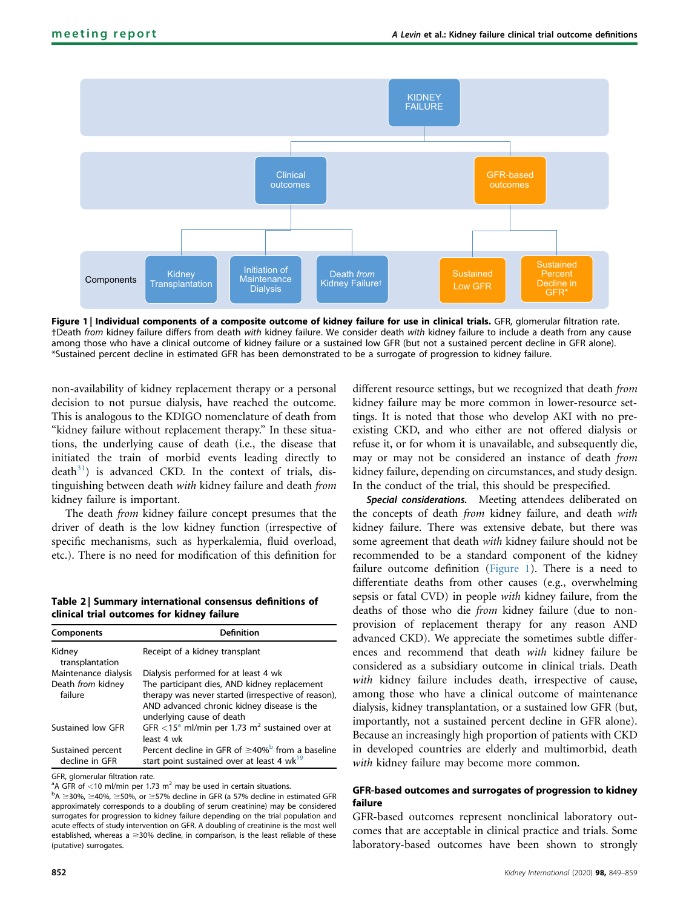Figure 1 | Individual components of a composite outcome of kidney failure for use in clinical trials. GFR, glomerular filtration rate. †Death *from* kidney failure differs from death *with* kidney failure. We consider death *with* kidney failure to include a death from any cause among those who have a clinical outcome of kidney failure or a sustained low GFR (but not a sustained percent decline in GFR alone). *Sustained percent decline in estimated GFR has been demonstrated to be a surrogate of progression to kidney failure.

non-availability of kidney replacement therapy or a personal decision to not pursue dialysis, have reached the outcome. This is analogous to the KDIGO nomenclature of death from "kidney failure without replacement therapy." In these situations, the underlying cause of death (i.e., the disease that initiated the train of morbid events leading directly to death[31]) is advanced CKD. In the context of trials, distinguishing between death *with* kidney failure and death *from* kidney failure is important.

The death *from* kidney failure concept presumes that the driver of death is the low kidney function (irrespective of specific mechanisms, such as hyperkalemia, fluid overload, etc.). There is no need for modification of this definition for different resource settings, but we recognized that death *from* kidney failure may be more common in lower-resource settings. It is noted that those who develop AKI with no pre-existing CKD, and who either are not offered dialysis or refuse it, or for whom it is unavailable, and subsequently die, may or may not be considered an instance of death *from* kidney failure, depending on circumstances, and study design. In the conduct of the trial, this should be prespecified.

**Table 2 | Summary international consensus definitions of clinical trial outcomes for kidney failure**

| Components | Definition |
|---|---|
| Kidney transplantation | Receipt of a kidney transplant |
| Maintenance dialysis | Dialysis performed for at least 4 wk |
| Death *from* kidney failure | The participant dies, AND kidney replacement therapy was never started (irrespective of reason), AND advanced chronic kidney disease is the underlying cause of death |
| Sustained low GFR | GFR <15[a] ml/min per 1.73 $m^2$ sustained over at least 4 wk |
| Sustained percent decline in GFR | Percent decline in GFR of ≥40%[b] from a baseline start point sustained over at least 4 wk[19] |

GFR, glomerular filtration rate.
[a]A GFR of <10 ml/min per 1.73 $m^2$ may be used in certain situations.
[b]A ≥30%, ≥40%, ≥50%, or ≥57% decline in GFR (a 57% decline in estimated GFR approximately corresponds to a doubling of serum creatinine) may be considered surrogates for progression to kidney failure depending on the trial population and acute effects of study intervention on GFR. A doubling of creatinine is the most well established, whereas a ≥30% decline, in comparison, is the least reliable of these (putative) surrogates.

***Special considerations.*** Meeting attendees deliberated on the concepts of death *from* kidney failure, and death *with* kidney failure. There was extensive debate, but there was some agreement that death *with* kidney failure should not be recommended to be a standard component of the kidney failure outcome definition (Figure 1). There is a need to differentiate deaths from other causes (e.g., overwhelming sepsis or fatal CVD) in people *with* kidney failure, from the deaths of those who die *from* kidney failure (due to non-provision of replacement therapy for any reason AND advanced CKD). We appreciate the sometimes subtle differences and recommend that death *with* kidney failure be considered as a subsidiary outcome in clinical trials. Death *with* kidney failure includes death, irrespective of cause, among those who have a clinical outcome of maintenance dialysis, kidney transplantation, or a sustained low GFR (but, importantly, not a sustained percent decline in GFR alone). Because an increasingly high proportion of patients with CKD in developed countries are elderly and multimorbid, death *with* kidney failure may become more common.

### GFR-based outcomes and surrogates of progression to kidney failure

GFR-based outcomes represent nonclinical laboratory outcomes that are acceptable in clinical practice and trials. Some laboratory-based outcomes have been shown to strongly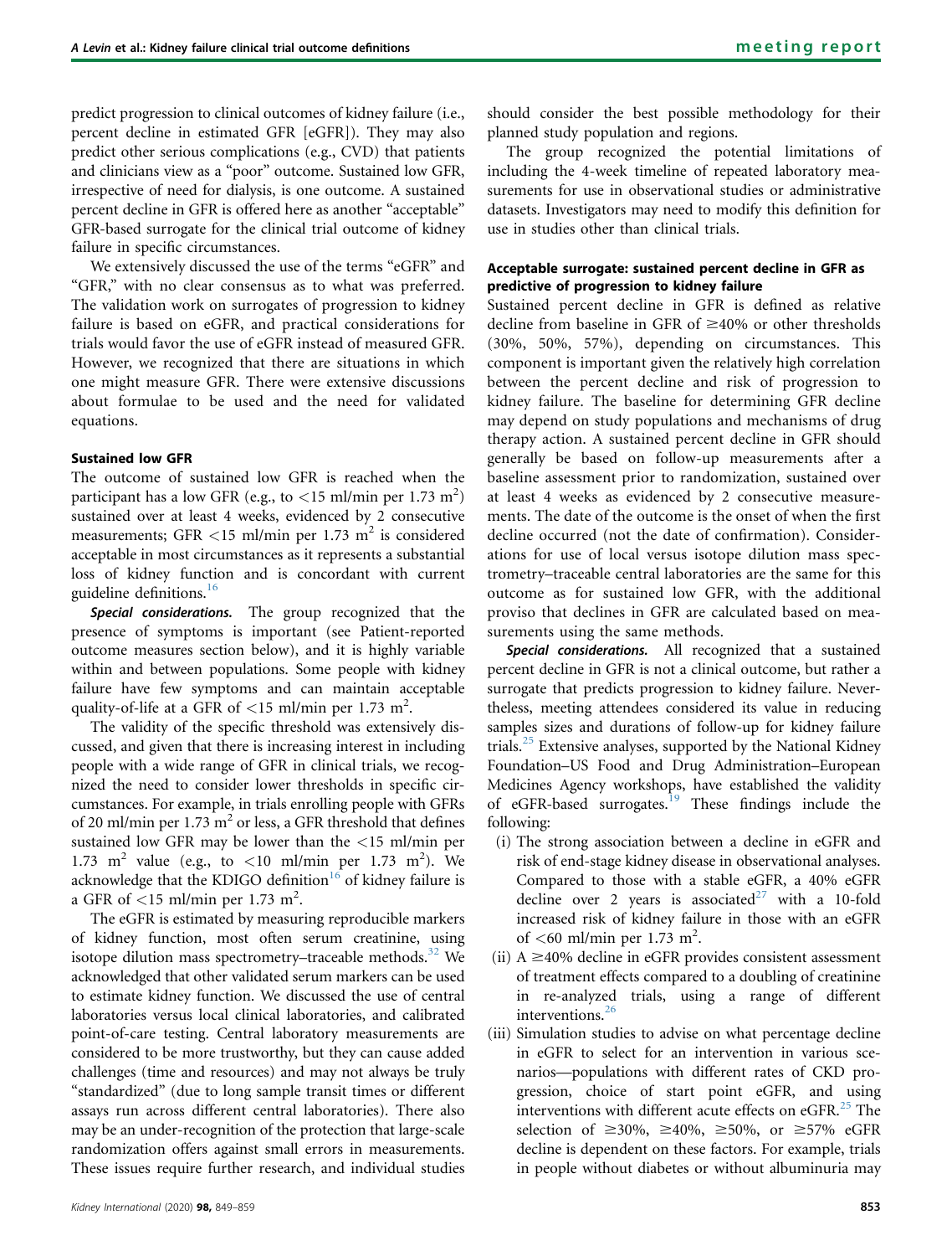predict progression to clinical outcomes of kidney failure (i.e., percent decline in estimated GFR [eGFR]). They may also predict other serious complications (e.g., CVD) that patients and clinicians view as a "poor" outcome. Sustained low GFR, irrespective of need for dialysis, is one outcome. A sustained percent decline in GFR is offered here as another "acceptable" GFR-based surrogate for the clinical trial outcome of kidney failure in specific circumstances.

We extensively discussed the use of the terms "eGFR" and "GFR," with no clear consensus as to what was preferred. The validation work on surrogates of progression to kidney failure is based on eGFR, and practical considerations for trials would favor the use of eGFR instead of measured GFR. However, we recognized that there are situations in which one might measure GFR. There were extensive discussions about formulae to be used and the need for validated equations.

#### Sustained low GFR

The outcome of sustained low GFR is reached when the participant has a low GFR (e.g., to <15 ml/min per 1.73 $m^2$) sustained over at least 4 weeks, evidenced by 2 consecutive measurements; GFR <15 ml/min per 1.73 $m^2$ is considered acceptable in most circumstances as it represents a substantial loss of kidney function and is concordant with current guideline definitions.[16]

***Special considerations.*** The group recognized that the presence of symptoms is important (see Patient-reported outcome measures section below), and it is highly variable within and between populations. Some people with kidney failure have few symptoms and can maintain acceptable quality-of-life at a GFR of <15 ml/min per 1.73 $m^2$.

The validity of the specific threshold was extensively discussed, and given that there is increasing interest in including people with a wide range of GFR in clinical trials, we recognized the need to consider lower thresholds in specific circumstances. For example, in trials enrolling people with GFRs of 20 ml/min per 1.73 $m^2$ or less, a GFR threshold that defines sustained low GFR may be lower than the <15 ml/min per 1.73 $m^2$ value (e.g., to <10 ml/min per 1.73 $m^2$). We acknowledge that the KDIGO definition[16] of kidney failure is a GFR of <15 ml/min per 1.73 $m^2$.

The eGFR is estimated by measuring reproducible markers of kidney function, most often serum creatinine, using isotope dilution mass spectrometry–traceable methods.[32] We acknowledged that other validated serum markers can be used to estimate kidney function. We discussed the use of central laboratories versus local clinical laboratories, and calibrated point-of-care testing. Central laboratory measurements are considered to be more trustworthy, but they can cause added challenges (time and resources) and may not always be truly "standardized" (due to long sample transit times or different assays run across different central laboratories). There also may be an under-recognition of the protection that large-scale randomization offers against small errors in measurements. These issues require further research, and individual studies should consider the best possible methodology for their planned study population and regions.

The group recognized the potential limitations of including the 4-week timeline of repeated laboratory measurements for use in observational studies or administrative datasets. Investigators may need to modify this definition for use in studies other than clinical trials.

#### Acceptable surrogate: sustained percent decline in GFR as predictive of progression to kidney failure

Sustained percent decline in GFR is defined as relative decline from baseline in GFR of ≥40% or other thresholds (30%, 50%, 57%), depending on circumstances. This component is important given the relatively high correlation between the percent decline and risk of progression to kidney failure. The baseline for determining GFR decline may depend on study populations and mechanisms of drug therapy action. A sustained percent decline in GFR should generally be based on follow-up measurements after a baseline assessment prior to randomization, sustained over at least 4 weeks as evidenced by 2 consecutive measurements. The date of the outcome is the onset of when the first decline occurred (not the date of confirmation). Considerations for use of local versus isotope dilution mass spectrometry–traceable central laboratories are the same for this outcome as for sustained low GFR, with the additional proviso that declines in GFR are calculated based on measurements using the same methods.

***Special considerations.*** All recognized that a sustained percent decline in GFR is not a clinical outcome, but rather a surrogate that predicts progression to kidney failure. Nevertheless, meeting attendees considered its value in reducing samples sizes and durations of follow-up for kidney failure trials.[25] Extensive analyses, supported by the National Kidney Foundation–US Food and Drug Administration–European Medicines Agency workshops, have established the validity of eGFR-based surrogates.[19] These findings include the following:

(i) The strong association between a decline in eGFR and risk of end-stage kidney disease in observational analyses. Compared to those with a stable eGFR, a 40% eGFR decline over 2 years is associated[27] with a 10-fold increased risk of kidney failure in those with an eGFR of <60 ml/min per 1.73 $m^2$.

(ii) A ≥40% decline in eGFR provides consistent assessment of treatment effects compared to a doubling of creatinine in re-analyzed trials, using a range of different interventions.[26]

(iii) Simulation studies to advise on what percentage decline in eGFR to select for an intervention in various scenarios—populations with different rates of CKD progression, choice of start point eGFR, and using interventions with different acute effects on eGFR.[25] The selection of ≥30%, ≥40%, ≥50%, or ≥57% eGFR decline is dependent on these factors. For example, trials in people without diabetes or without albuminuria may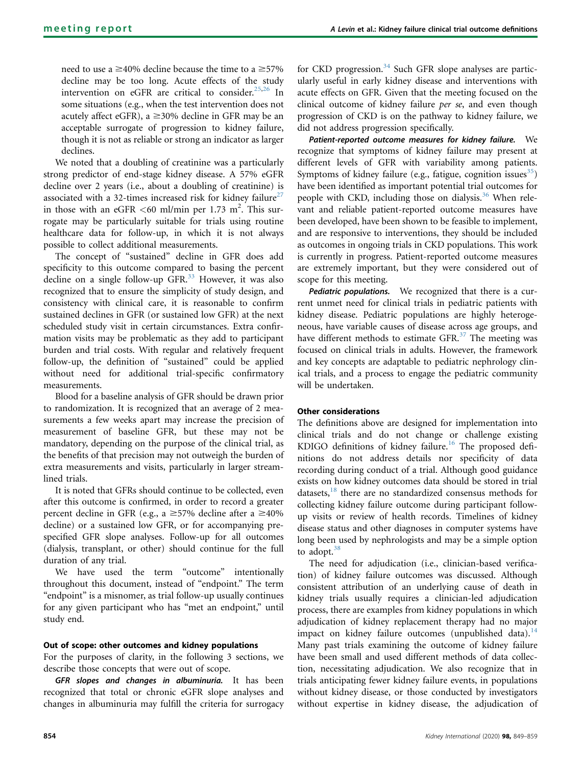need to use a $\geq$40% decline because the time to a $\geq$57% decline may be too long. Acute effects of the study intervention on eGFR are critical to consider.[25,26] In some situations (e.g., when the test intervention does not acutely affect eGFR), a $\geq$30% decline in GFR may be an acceptable surrogate of progression to kidney failure, though it is not as reliable or strong an indicator as larger declines.

We noted that a doubling of creatinine was a particularly strong predictor of end-stage kidney disease. A 57% eGFR decline over 2 years (i.e., about a doubling of creatinine) is associated with a 32-times increased risk for kidney failure[27] in those with an eGFR <60 ml/min per 1.73 $m^2$. This surrogate may be particularly suitable for trials using routine healthcare data for follow-up, in which it is not always possible to collect additional measurements.

The concept of "sustained" decline in GFR does add specificity to this outcome compared to basing the percent decline on a single follow-up GFR.[33] However, it was also recognized that to ensure the simplicity of study design, and consistency with clinical care, it is reasonable to confirm sustained declines in GFR (or sustained low GFR) at the next scheduled study visit in certain circumstances. Extra confirmation visits may be problematic as they add to participant burden and trial costs. With regular and relatively frequent follow-up, the definition of "sustained" could be applied without need for additional trial-specific confirmatory measurements.

Blood for a baseline analysis of GFR should be drawn prior to randomization. It is recognized that an average of 2 measurements a few weeks apart may increase the precision of measurement of baseline GFR, but these may not be mandatory, depending on the purpose of the clinical trial, as the benefits of that precision may not outweigh the burden of extra measurements and visits, particularly in larger streamlined trials.

It is noted that GFRs should continue to be collected, even after this outcome is confirmed, in order to record a greater percent decline in GFR (e.g., a $\geq$57% decline after a $\geq$40% decline) or a sustained low GFR, or for accompanying prespecified GFR slope analyses. Follow-up for all outcomes (dialysis, transplant, or other) should continue for the full duration of any trial.

We have used the term "outcome" intentionally throughout this document, instead of "endpoint." The term "endpoint" is a misnomer, as trial follow-up usually continues for any given participant who has "met an endpoint," until study end.

### Out of scope: other outcomes and kidney populations

For the purposes of clarity, in the following 3 sections, we describe those concepts that were out of scope.

***GFR slopes and changes in albuminuria.*** It has been recognized that total or chronic eGFR slope analyses and changes in albuminuria may fulfill the criteria for surrogacy for CKD progression.[34] Such GFR slope analyses are particularly useful in early kidney disease and interventions with acute effects on GFR. Given that the meeting focused on the clinical outcome of kidney failure *per se*, and even though progression of CKD is on the pathway to kidney failure, we did not address progression specifically.

***Patient-reported outcome measures for kidney failure.*** We recognize that symptoms of kidney failure may present at different levels of GFR with variability among patients. Symptoms of kidney failure (e.g., fatigue, cognition issues[35]) have been identified as important potential trial outcomes for people with CKD, including those on dialysis.[36] When relevant and reliable patient-reported outcome measures have been developed, have been shown to be feasible to implement, and are responsive to interventions, they should be included as outcomes in ongoing trials in CKD populations. This work is currently in progress. Patient-reported outcome measures are extremely important, but they were considered out of scope for this meeting.

***Pediatric populations.*** We recognized that there is a current unmet need for clinical trials in pediatric patients with kidney disease. Pediatric populations are highly heterogeneous, have variable causes of disease across age groups, and have different methods to estimate GFR.[37] The meeting was focused on clinical trials in adults. However, the framework and key concepts are adaptable to pediatric nephrology clinical trials, and a process to engage the pediatric community will be undertaken.

### Other considerations

The definitions above are designed for implementation into clinical trials and do not change or challenge existing KDIGO definitions of kidney failure.[16] The proposed definitions do not address details nor specificity of data recording during conduct of a trial. Although good guidance exists on how kidney outcomes data should be stored in trial datasets,[18] there are no standardized consensus methods for collecting kidney failure outcome during participant follow-up visits or review of health records. Timelines of kidney disease status and other diagnoses in computer systems have long been used by nephrologists and may be a simple option to adopt.[38]

The need for adjudication (i.e., clinician-based verification) of kidney failure outcomes was discussed. Although consistent attribution of an underlying cause of death in kidney trials usually requires a clinician-led adjudication process, there are examples from kidney populations in which adjudication of kidney replacement therapy had no major impact on kidney failure outcomes (unpublished data).[14] Many past trials examining the outcome of kidney failure have been small and used different methods of data collection, necessitating adjudication. We also recognize that in trials anticipating fewer kidney failure events, in populations without kidney disease, or those conducted by investigators without expertise in kidney disease, the adjudication of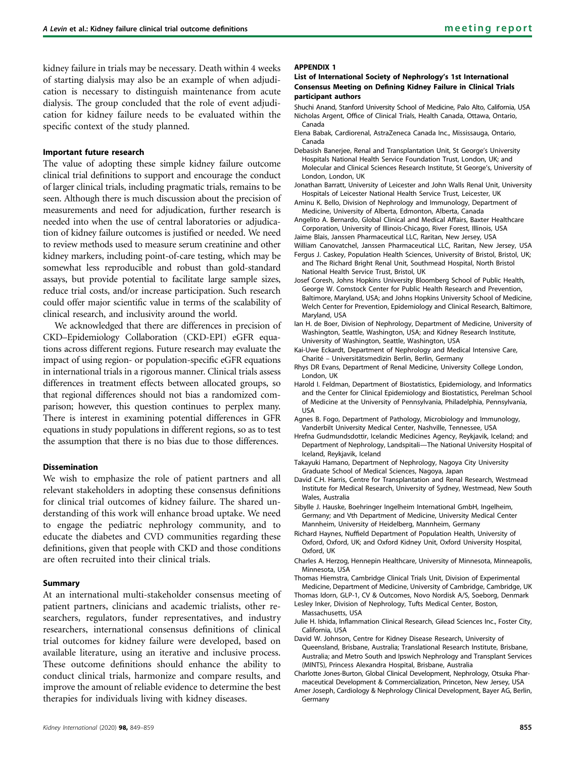kidney failure in trials may be necessary. Death within 4 weeks of starting dialysis may also be an example of when adjudication is necessary to distinguish maintenance from acute dialysis. The group concluded that the role of event adjudication for kidney failure needs to be evaluated within the specific context of the study planned.

#### Important future research

The value of adopting these simple kidney failure outcome clinical trial definitions to support and encourage the conduct of larger clinical trials, including pragmatic trials, remains to be seen. Although there is much discussion about the precision of measurements and need for adjudication, further research is needed into when the use of central laboratories or adjudication of kidney failure outcomes is justified or needed. We need to review methods used to measure serum creatinine and other kidney markers, including point-of-care testing, which may be somewhat less reproducible and robust than gold-standard assays, but provide potential to facilitate large sample sizes, reduce trial costs, and/or increase participation. Such research could offer major scientific value in terms of the scalability of clinical research, and inclusivity around the world.

We acknowledged that there are differences in precision of CKD–Epidemiology Collaboration (CKD-EPI) eGFR equations across different regions. Future research may evaluate the impact of using region- or population-specific eGFR equations in international trials in a rigorous manner. Clinical trials assess differences in treatment effects between allocated groups, so that regional differences should not bias a randomized comparison; however, this question continues to perplex many. There is interest in examining potential differences in GFR equations in study populations in different regions, so as to test the assumption that there is no bias due to those differences.

#### Dissemination

We wish to emphasize the role of patient partners and all relevant stakeholders in adopting these consensus definitions for clinical trial outcomes of kidney failure. The shared understanding of this work will enhance broad uptake. We need to engage the pediatric nephrology community, and to educate the diabetes and CVD communities regarding these definitions, given that people with CKD and those conditions are often recruited into their clinical trials.

#### Summary

At an international multi-stakeholder consensus meeting of patient partners, clinicians and academic trialists, other researchers, regulators, funder representatives, and industry researchers, international consensus definitions of clinical trial outcomes for kidney failure were developed, based on available literature, using an iterative and inclusive process. These outcome definitions should enhance the ability to conduct clinical trials, harmonize and compare results, and improve the amount of reliable evidence to determine the best therapies for individuals living with kidney diseases.

#### APPENDIX 1

**List of International Society of Nephrology's 1st International Consensus Meeting on Defining Kidney Failure in Clinical Trials participant authors**

Shuchi Anand, Stanford University School of Medicine, Palo Alto, California, USA

Nicholas Argent, Office of Clinical Trials, Health Canada, Ottawa, Ontario, Canada

Elena Babak, Cardiorenal, AstraZeneca Canada Inc., Mississauga, Ontario, Canada

Debasish Banerjee, Renal and Transplantation Unit, St George's University Hospitals National Health Service Foundation Trust, London, UK; and Molecular and Clinical Sciences Research Institute, St George's, University of London, London, UK

Jonathan Barratt, University of Leicester and John Walls Renal Unit, University Hospitals of Leicester National Health Service Trust, Leicester, UK

Aminu K. Bello, Division of Nephrology and Immunology, Department of Medicine, University of Alberta, Edmonton, Alberta, Canada

Angelito A. Bernardo, Global Clinical and Medical Affairs, Baxter Healthcare Corporation, University of Illinois-Chicago, River Forest, Illinois, USA

Jaime Blais, Janssen Pharmaceutical LLC, Raritan, New Jersey, USA

William Canovatchel, Janssen Pharmaceutical LLC, Raritan, New Jersey, USA

Fergus J. Caskey, Population Health Sciences, University of Bristol, Bristol, UK; and The Richard Bright Renal Unit, Southmead Hospital, North Bristol National Health Service Trust, Bristol, UK

Josef Coresh, Johns Hopkins University Bloomberg School of Public Health, George W. Comstock Center for Public Health Research and Prevention, Baltimore, Maryland, USA; and Johns Hopkins University School of Medicine, Welch Center for Prevention, Epidemiology and Clinical Research, Baltimore, Maryland, USA

Ian H. de Boer, Division of Nephrology, Department of Medicine, University of Washington, Seattle, Washington, USA; and Kidney Research Institute, University of Washington, Seattle, Washington, USA

Kai-Uwe Eckardt, Department of Nephrology and Medical Intensive Care, Charité – Universitätsmedizin Berlin, Berlin, Germany

Rhys DR Evans, Department of Renal Medicine, University College London, London, UK

Harold I. Feldman, Department of Biostatistics, Epidemiology, and Informatics and the Center for Clinical Epidemiology and Biostatistics, Perelman School of Medicine at the University of Pennsylvania, Philadelphia, Pennsylvania, USA

Agnes B. Fogo, Department of Pathology, Microbiology and Immunology, Vanderbilt University Medical Center, Nashville, Tennessee, USA

Hrefna Gudmundsdottir, Icelandic Medicines Agency, Reykjavik, Iceland; and Department of Nephrology, Landspitali—The National University Hospital of Iceland, Reykjavik, Iceland

Takayuki Hamano, Department of Nephrology, Nagoya City University Graduate School of Medical Sciences, Nagoya, Japan

David C.H. Harris, Centre for Transplantation and Renal Research, Westmead Institute for Medical Research, University of Sydney, Westmead, New South Wales, Australia

Sibylle J. Hauske, Boehringer Ingelheim International GmbH, Ingelheim, Germany; and Vth Department of Medicine, University Medical Center Mannheim, University of Heidelberg, Mannheim, Germany

Richard Haynes, Nuffield Department of Population Health, University of Oxford, Oxford, UK; and Oxford Kidney Unit, Oxford University Hospital, Oxford, UK

Charles A. Herzog, Hennepin Healthcare, University of Minnesota, Minneapolis, Minnesota, USA

Thomas Hiemstra, Cambridge Clinical Trials Unit, Division of Experimental Medicine, Department of Medicine, University of Cambridge, Cambridge, UK

Thomas Idorn, GLP-1, CV & Outcomes, Novo Nordisk A/S, Soeborg, Denmark

Lesley Inker, Division of Nephrology, Tufts Medical Center, Boston, Massachusetts, USA

Julie H. Ishida, Inflammation Clinical Research, Gilead Sciences Inc., Foster City, California, USA

David W. Johnson, Centre for Kidney Disease Research, University of Queensland, Brisbane, Australia; Translational Research Institute, Brisbane, Australia; and Metro South and Ipswich Nephrology and Transplant Services (MINTS), Princess Alexandra Hospital, Brisbane, Australia

Charlotte Jones-Burton, Global Clinical Development, Nephrology, Otsuka Pharmaceutical Development & Commercialization, Princeton, New Jersey, USA

Amer Joseph, Cardiology & Nephrology Clinical Development, Bayer AG, Berlin, Germany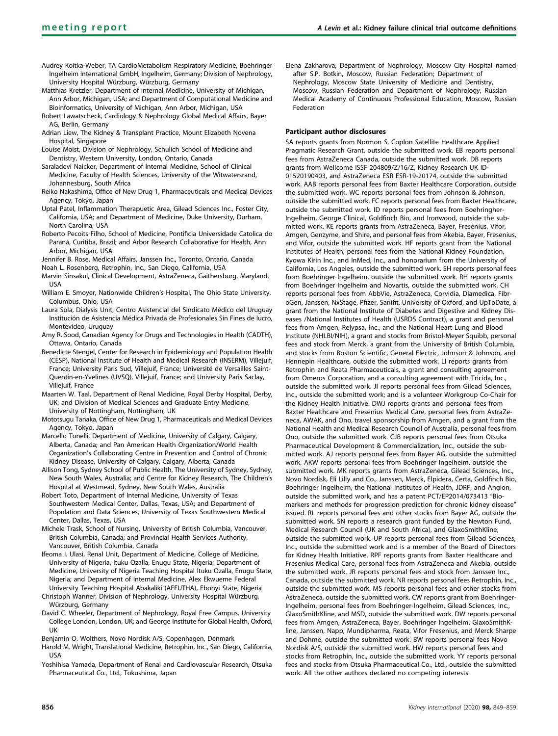Audrey Koitka-Weber, TA CardioMetabolism Respiratory Medicine, Boehringer Ingelheim International GmbH, Ingelheim, Germany; Division of Nephrology, University Hospital Würzburg, Würzburg, Germany

Matthias Kretzler, Department of Internal Medicine, University of Michigan, Ann Arbor, Michigan, USA; and Department of Computational Medicine and Bioinformatics, University of Michigan, Ann Arbor, Michigan, USA

Robert Lawatscheck, Cardiology & Nephrology Global Medical Affairs, Bayer AG, Berlin, Germany

Adrian Liew, The Kidney & Transplant Practice, Mount Elizabeth Novena Hospital, Singapore

Louise Moist, Division of Nephrology, Schulich School of Medicine and Dentistry, Western University, London, Ontario, Canada

Saraladevi Naicker, Department of Internal Medicine, School of Clinical Medicine, Faculty of Health Sciences, University of the Witwatersrand, Johannesburg, South Africa

Reiko Nakashima, Office of New Drug 1, Pharmaceuticals and Medical Devices Agency, Tokyo, Japan

Uptal Patel, Inflammation Therapuetic Area, Gilead Sciences Inc., Foster City, California, USA; and Department of Medicine, Duke University, Durham, North Carolina, USA

Roberto Pecoits Filho, School of Medicine, Pontificia Universidade Catolica do Paraná, Curitiba, Brazil; and Arbor Research Collaborative for Health, Ann Arbor, Michigan, USA

Jennifer B. Rose, Medical Affairs, Janssen Inc., Toronto, Ontario, Canada

Noah L. Rosenberg, Retrophin, Inc., San Diego, California, USA

Marvin Sinsakul, Clinical Development, AstraZeneca, Gaithersburg, Maryland, USA

William E. Smoyer, Nationwide Children's Hospital, The Ohio State University, Columbus, Ohio, USA

Laura Sola, Dialysis Unit, Centro Asistencial del Sindicato Médico del Uruguay Institución de Asistencia Médica Privada de Profesionales Sin Fines de lucro, Montevideo, Uruguay

Amy R. Sood, Canadian Agency for Drugs and Technologies in Health (CADTH), Ottawa, Ontario, Canada

Benedicte Stengel, Center for Research in Epidemiology and Population Health (CESP), National Institute of Health and Medical Research (INSERM), Villejuif, France; University Paris Sud, Villejuif, France; Université de Versailles Saint-Quentin-en-Yvelines (UVSQ), Villejuif, France; and University Paris Saclay, Villejuif, France

Maarten W. Taal, Department of Renal Medicine, Royal Derby Hospital, Derby, UK; and Division of Medical Sciences and Graduate Entry Medicine, University of Nottingham, Nottingham, UK

Mototsugu Tanaka, Office of New Drug 1, Pharmaceuticals and Medical Devices Agency, Tokyo, Japan

Marcello Tonelli, Department of Medicine, University of Calgary, Calgary, Alberta, Canada; and Pan American Health Organization/World Health Organization's Collaborating Centre in Prevention and Control of Chronic Kidney Disease, University of Calgary, Calgary, Alberta, Canada

Allison Tong, Sydney School of Public Health, The University of Sydney, Sydney, New South Wales, Australia; and Centre for Kidney Research, The Children's Hospital at Westmead, Sydney, New South Wales, Australia

Robert Toto, Department of Internal Medicine, University of Texas Southwestern Medical Center, Dallas, Texas, USA; and Department of Population and Data Sciences, University of Texas Southwestern Medical Center, Dallas, Texas, USA

Michele Trask, School of Nursing, University of British Columbia, Vancouver, British Columbia, Canada; and Provincial Health Services Authority, Vancouver, British Columbia, Canada

Ifeoma I. Ulasi, Renal Unit, Department of Medicine, College of Medicine, University of Nigeria, Ituku Ozalla, Enugu State, Nigeria; Department of Medicine, University of Nigeria Teaching Hospital Ituku Ozalla, Enugu State, Nigeria; and Department of Internal Medicine, Alex Ekwueme Federal University Teaching Hospital Abakaliki (AEFUTHA), Ebonyi State, Nigeria

Christoph Wanner, Division of Nephrology, University Hospital Würzburg, Würzburg, Germany

David C. Wheeler, Department of Nephrology, Royal Free Campus, University College London, London, UK; and George Institute for Global Health, Oxford, UK

Benjamin O. Wolthers, Novo Nordisk A/S, Copenhagen, Denmark

Harold M. Wright, Translational Medicine, Retrophin, Inc., San Diego, California, USA

Yoshihisa Yamada, Department of Renal and Cardiovascular Research, Otsuka Pharmaceutical Co., Ltd., Tokushima, Japan

Elena Zakharova, Department of Nephrology, Moscow City Hospital named after S.P. Botkin, Moscow, Russian Federation; Department of Nephrology, Moscow State University of Medicine and Dentistry, Moscow, Russian Federation and Department of Nephrology, Russian Medical Academy of Continuous Professional Education, Moscow, Russian Federation

#### Participant author disclosures

SA reports grants from Normon S. Coplon Satellite Healthcare Applied Pragmatic Research Grant, outside the submitted work. EB reports personal fees from AstraZeneca Canada, outside the submitted work. DB reports grants from Wellcome ISSF 204809/Z/16/Z, Kidney Research UK ID-01520190403, and AstraZeneca ESR ESR-19-20174, outside the submitted work. AAB reports personal fees from Baxter Healthcare Corporation, outside the submitted work. WC reports personal fees from Johnson & Johnson, outside the submitted work. FC reports personal fees from Baxter Healthcare, outside the submitted work. ID reports personal fees from Boehringher-Ingelheim, George Clinical, Goldfinch Bio, and Ironwood, outside the submitted work. KE reports grants from AstraZeneca, Bayer, Fresenius, Vifor, Amgen, Genzyme, and Shire, and personal fees from Akebia, Bayer, Fresenius, and Vifor, outside the submitted work. HF reports grant from the National Institutes of Health, personal fees from the National Kidney Foundation, Kyowa Kirin Inc., and InMed, Inc., and honorarium from the University of California, Los Angeles, outside the submitted work. SH reports personal fees from Boehringer Ingelheim, outside the submitted work. RH reports grants from Boehringer Ingelheim and Novartis, outside the submitted work. CH reports personal fees from AbbVie, AstraZeneca, Corvidia, Diamedica, FibroGen, Janssen, NxStage, Pfizer, Sanifit, University of Oxford, and UpToDate, a grant from the National Institute of Diabetes and Digestive and Kidney Diseases /National Institutes of Health (USRDS Contract), a grant and personal fees from Amgen, Relypsa, Inc., and the National Heart Lung and Blood Institute (NHLBI/NIH), a grant and stocks from Bristol-Meyer Squibb, personal fees and stock from Merck, a grant from the University of British Columbia, and stocks from Boston Scientific, General Electric, Johnson & Johnson, and Hennepin Healthcare, outside the submitted work. LI reports grants from Retrophin and Reata Pharmaceuticals, a grant and consulting agreement from Omeros Corporation, and a consulting agreement with Tricida, Inc., outside the submitted work. JI reports personal fees from Gilead Sciences, Inc., outside the submitted work; and is a volunteer Workgroup Co-Chair for the Kidney Health Initiative. DWJ reports grants and personal fees from Baxter Healthcare and Fresenius Medical Care, personal fees from AstraZeneca, AWAK, and Ono, travel sponsorship from Amgen, and a grant from the National Health and Medical Research Council of Australia, personal fees from Ono, outside the submitted work. CJB reports personal fees from Otsuka Pharmaceutical Development & Commercialization, Inc., outside the submitted work. AJ reports personal fees from Bayer AG, outside the submitted work. AKW reports personal fees from Boehringer Ingelheim, outside the submitted work. MK reports grants from AstraZeneca, Gilead Sciences, Inc., Novo Nordisk, Eli Lilly and Co., Janssen, Merck, Elpidera, Certa, Goldfinch Bio, Boehringer Ingelheim, the National Institutes of Health, JDRF, and Angion, outside the submitted work, and has a patent PCT/EP2014/073413 "Biomarkers and methods for progression prediction for chronic kidney disease" issued. RL reports personal fees and other stocks from Bayer AG, outside the submitted work. SN reports a research grant funded by the Newton Fund, Medical Research Council (UK and South Africa), and GlaxoSmithKline, outside the submitted work. UP reports personal fees from Gilead Sciences, Inc., outside the submitted work and is a member of the Board of Directors for Kidney Health Initiative. RPF reports grants from Baxter Healthcare and Fresenius Medical Care, personal fees from AstraZeneca and Akebia, outside the submitted work. JR reports personal fees and stock from Janssen Inc., Canada, outside the submitted work. NR reports personal fees Retrophin, Inc., outside the submitted work. MS reports personal fees and other stocks from AstraZeneca, outside the submitted work. CW reports grant from Boehringer-Ingelheim, personal fees from Boehringer-Ingelheim, Gilead Sciences, Inc., GlaxoSmithKline, and MSD, outside the submitted work. DW reports personal fees from Amgen, AstraZeneca, Bayer, Boehringer Ingelheim, GlaxoSmithKline, Janssen, Napp, Mundipharma, Reata, Vifor Fresenius, and Merck Sharpe and Dohme, outside the submitted work. BW reports personal fees Novo Nordisk A/S, outside the submitted work. HW reports personal fees and stocks from Retrophin, Inc., outside the submitted work. YY reports personal fees and stocks from Otsuka Pharmaceutical Co., Ltd., outside the submitted work. All the other authors declared no competing interests.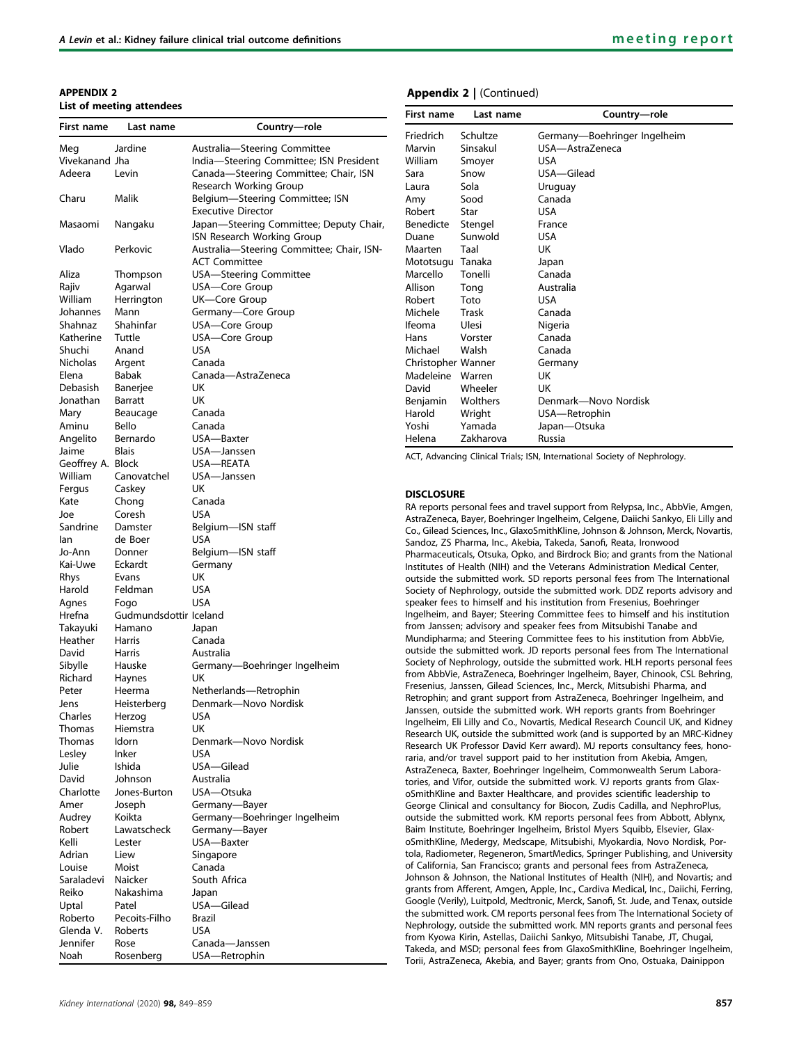## APPENDIX 2

### List of meeting attendees

| First name | Last name | Country—role |
|---|---|---|
| Meg | Jardine | Australia—Steering Committee |
| Vivekanand | Jha | India—Steering Committee; ISN President |
| Adeera | Levin | Canada—Steering Committee; Chair, ISN Research Working Group |
| Charu | Malik | Belgium—Steering Committee; ISN Executive Director |
| Masaomi | Nangaku | Japan—Steering Committee; Deputy Chair, ISN Research Working Group |
| Vlado | Perkovic | Australia—Steering Committee; Chair, ISN-ACT Committee |
| Aliza | Thompson | USA—Steering Committee |
| Rajiv | Agarwal | USA—Core Group |
| William | Herrington | UK—Core Group |
| Johannes | Mann | Germany—Core Group |
| Shahnaz | Shahinfar | USA—Core Group |
| Katherine | Tuttle | USA—Core Group |
| Shuchi | Anand | USA |
| Nicholas | Argent | Canada |
| Elena | Babak | Canada—AstraZeneca |
| Debasish | Banerjee | UK |
| Jonathan | Barratt | UK |
| Mary | Beaucage | Canada |
| Aminu | Bello | Canada |
| Angelito | Bernardo | USA—Baxter |
| Jaime | Blais | USA—Janssen |
| Geoffrey A. | Block | USA—REATA |
| William | Canovatchel | USA—Janssen |
| Fergus | Caskey | UK |
| Kate | Chong | Canada |
| Joe | Coresh | USA |
| Sandrine | Damster | Belgium—ISN staff |
| Ian | de Boer | USA |
| Jo-Ann | Donner | Belgium—ISN staff |
| Kai-Uwe | Eckardt | Germany |
| Rhys | Evans | UK |
| Harold | Feldman | USA |
| Agnes | Fogo | USA |
| Hrefna | Gudmundsdottir | Iceland |
| Takayuki | Hamano | Japan |
| Heather | Harris | Canada |
| David | Harris | Australia |
| Sibylle | Hauske | Germany—Boehringer Ingelheim |
| Richard | Haynes | UK |
| Peter | Heerma | Netherlands—Retrophin |
| Jens | Heisterberg | Denmark—Novo Nordisk |
| Charles | Herzog | USA |
| Thomas | Hiemstra | UK |
| Thomas | Idorn | Denmark—Novo Nordisk |
| Lesley | Inker | USA |
| Julie | Ishida | USA—Gilead |
| David | Johnson | Australia |
| Charlotte | Jones-Burton | USA—Otsuka |
| Amer | Joseph | Germany—Bayer |
| Audrey | Koikta | Germany—Boehringer Ingelheim |
| Robert | Lawatscheck | Germany—Bayer |
| Kelli | Lester | USA—Baxter |
| Adrian | Liew | Singapore |
| Louise | Moist | Canada |
| Saraladevi | Naicker | South Africa |
| Reiko | Nakashima | Japan |
| Uptal | Patel | USA—Gilead |
| Roberto | Pecoits-Filho | Brazil |
| Glenda V. | Roberts | USA |
| Jennifer | Rose | Canada—Janssen |
| Noah | Rosenberg | USA—Retrophin |
| Friedrich | Schultze | Germany—Boehringer Ingelheim |
| Marvin | Sinsakul | USA—AstraZeneca |
| William | Smoyer | USA |
| Sara | Snow | USA—Gilead |
| Laura | Sola | Uruguay |
| Amy | Sood | Canada |
| Robert | Star | USA |
| Benedicte | Stengel | France |
| Duane | Sunwold | USA |
| Maarten | Taal | UK |
| Mototsugu | Tanaka | Japan |
| Marcello | Tonelli | Canada |
| Allison | Tong | Australia |
| Robert | Toto | USA |
| Michele | Trask | Canada |
| Ifeoma | Ulesi | Nigeria |
| Hans | Vorster | Canada |
| Michael | Walsh | Canada |
| Christopher | Wanner | Germany |
| Madeleine | Warren | UK |
| David | Wheeler | UK |
| Benjamin | Wolthers | Denmark—Novo Nordisk |
| Harold | Wright | USA—Retrophin |
| Yoshi | Yamada | Japan—Otsuka |
| Helena | Zakharova | Russia |

ACT, Advancing Clinical Trials; ISN, International Society of Nephrology.

## DISCLOSURE

RA reports personal fees and travel support from Relypsa, Inc., AbbVie, Amgen, AstraZeneca, Bayer, Boehringer Ingelheim, Celgene, Daiichi Sankyo, Eli Lilly and Co., Gilead Sciences, Inc., GlaxoSmithKline, Johnson & Johnson, Merck, Novartis, Sandoz, ZS Pharma, Inc., Akebia, Takeda, Sanofi, Reata, Ironwood Pharmaceuticals, Otsuka, Opko, and Birdrock Bio; and grants from the National Institutes of Health (NIH) and the Veterans Administration Medical Center, outside the submitted work. SD reports personal fees from The International Society of Nephrology, outside the submitted work. DDZ reports advisory and speaker fees to himself and his institution from Fresenius, Boehringer Ingelheim, and Bayer; Steering Committee fees to himself and his institution from Janssen; advisory and speaker fees from Mitsubishi Tanabe and Mundipharma; and Steering Committee fees to his institution from AbbVie, outside the submitted work. JD reports personal fees from The International Society of Nephrology, outside the submitted work. HLH reports personal fees from AbbVie, AstraZeneca, Boehringer Ingelheim, Bayer, Chinook, CSL Behring, Fresenius, Janssen, Gilead Sciences, Inc., Merck, Mitsubishi Pharma, and Retrophin; and grant support from AstraZeneca, Boehringer Ingelheim, and Janssen, outside the submitted work. WH reports grants from Boehringer Ingelheim, Eli Lilly and Co., Novartis, Medical Research Council UK, and Kidney Research UK, outside the submitted work (and is supported by an MRC-Kidney Research UK Professor David Kerr award). MJ reports consultancy fees, honoraria, and/or travel support paid to her institution from Akebia, Amgen, AstraZeneca, Baxter, Boehringer Ingelheim, Commonwealth Serum Laboratories, and Vifor, outside the submitted work. VJ reports grants from GlaxoSmithKline and Baxter Healthcare, and provides scientific leadership to George Clinical and consultancy for Biocon, Zudis Cadilla, and NephroPlus, outside the submitted work. KM reports personal fees from Abbott, Ablynx, Baim Institute, Boehringer Ingelheim, Bristol Myers Squibb, Elsevier, GlaxoSmithKline, Medergy, Medscape, Mitsubishi, Myokardia, Novo Nordisk, Portola, Radiometer, Regeneron, SmartMedics, Springer Publishing, and University of California, San Francisco; grants and personal fees from AstraZeneca, Johnson & Johnson, the National Institutes of Health (NIH), and Novartis; and grants from Afferent, Amgen, Apple, Inc., Cardiva Medical, Inc., Daiichi, Ferring, Google (Verily), Luitpold, Medtronic, Merck, Sanofi, St. Jude, and Tenax, outside the submitted work. CM reports personal fees from The International Society of Nephrology, outside the submitted work. MN reports grants and personal fees from Kyowa Kirin, Astellas, Daiichi Sankyo, Mitsubishi Tanabe, JT, Chugai, Takeda, and MSD; personal fees from GlaxoSmithKline, Boehringer Ingelheim, Torii, AstraZeneca, Akebia, and Bayer; grants from Ono, Ostuaka, Dainippon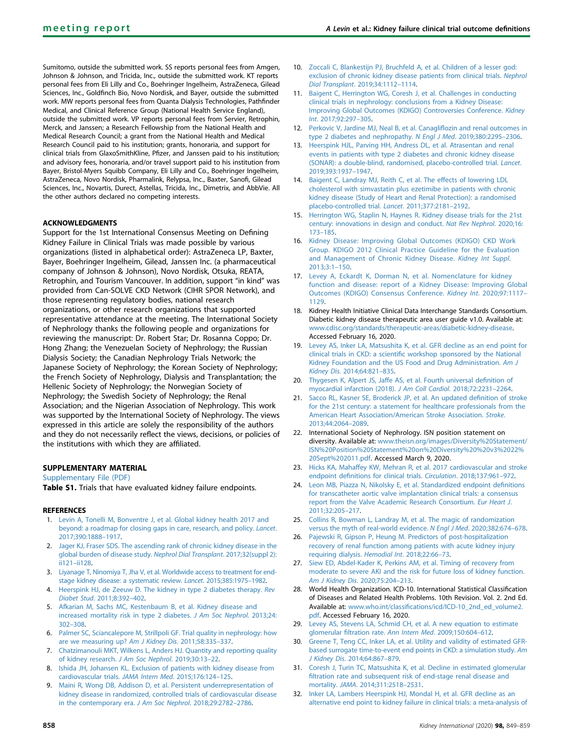Sumitomo, outside the submitted work. SS reports personal fees from Amgen, Johnson & Johnson, and Tricida, Inc., outside the submitted work. KT reports personal fees from Eli Lilly and Co., Boehringer Ingelheim, AstraZeneca, Gilead Sciences, Inc., Goldfinch Bio, Novo Nordisk, and Bayer, outside the submitted work. MW reports personal fees from Quanta Dialysis Technologies, Pathfinder Medical, and Clinical Reference Group (National Health Service England), outside the submitted work. VP reports personal fees from Servier, Retrophin, Merck, and Janssen; a Research Fellowship from the National Health and Medical Research Council; a grant from the National Health and Medical Research Council paid to his institution; grants, honoraria, and support for clinical trials from GlaxoSmithKline, Pfizer, and Janssen paid to his institution; and advisory fees, honoraria, and/or travel support paid to his institution from Bayer, Bristol-Myers Squibb Company, Eli Lilly and Co., Boehringer Ingelheim, AstraZeneca, Novo Nordisk, Pharmalink, Relypsa, Inc., Baxter, Sanofi, Gilead Sciences, Inc., Novartis, Durect, Astellas, Tricida, Inc., Dimetrix, and AbbVie. All the other authors declared no competing interests.

## ACKNOWLEDGMENTS

Support for the 1st International Consensus Meeting on Defining Kidney Failure in Clinical Trials was made possible by various organizations (listed in alphabetical order): AstraZeneca LP, Baxter, Bayer, Boehringer Ingelheim, Gilead, Janssen Inc. (a pharmaceutical company of Johnson & Johnson), Novo Nordisk, Otsuka, REATA, Retrophin, and Tourism Vancouver. In addition, support "in kind" was provided from Can-SOLVE CKD Network (CIHR SPOR Network), and those representing regulatory bodies, national research organizations, or other research organizations that supported representative attendance at the meeting. The International Society of Nephrology thanks the following people and organizations for reviewing the manuscript: Dr. Robert Star; Dr. Rosanna Coppo; Dr. Hong Zhang; the Venezuelan Society of Nephrology; the Russian Dialysis Society; the Canadian Nephrology Trials Network; the Japanese Society of Nephrology; the Korean Society of Nephrology; the French Society of Nephrology, Dialysis and Transplantation; the Hellenic Society of Nephrology; the Norwegian Society of Nephrology; the Swedish Society of Nephrology; the Renal Association; and the Nigerian Association of Nephrology. This work was supported by the International Society of Nephrology. The views expressed in this article are solely the responsibility of the authors and they do not necessarily reflect the views, decisions, or policies of the institutions with which they are affiliated.

## SUPPLEMENTARY MATERIAL

Supplementary File (PDF)

**Table S1.** Trials that have evaluated kidney failure endpoints.

## REFERENCES

1. Levin A, Tonelli M, Bonventre J, et al. Global kidney health 2017 and beyond: a roadmap for closing gaps in care, research, and policy. *Lancet*. 2017;390:1888–1917.
2. Jager KJ, Fraser SDS. The ascending rank of chronic kidney disease in the global burden of disease study. *Nephrol Dial Transplant*. 2017;32(suppl 2): ii121–ii128.
3. Liyanage T, Ninomiya T, Jha V, et al. Worldwide access to treatment for end-stage kidney disease: a systematic review. *Lancet*. 2015;385:1975–1982.
4. Heerspink HJ, de Zeeuw D. The kidney in type 2 diabetes therapy. *Rev Diabet Stud*. 2011;8:392–402.
5. Afkarian M, Sachs MC, Kestenbaum B, et al. Kidney disease and increased mortality risk in type 2 diabetes. *J Am Soc Nephrol*. 2013;24: 302–308.
6. Palmer SC, Sciancalepore M, Strillpoli GF. Trial quality in nephrology: how are we measuring up? *Am J Kidney Dis*. 2011;58:335–337.
7. Chatzimanouli MKT, Wilkens L, Anders HJ. Quantity and reporting quality of kidney research. *J Am Soc Nephrol*. 2019;30:13–22.
8. Ishida JH, Johansen KL. Exclusion of patients with kidney disease from cardiovascular trials. *JAMA Intern Med*. 2015;176:124–125.
9. Maini R, Wong DB, Addison D, et al. Persistent underrepresentation of kidney disease in randomized, controlled trials of cardiovascular disease in the contemporary era. *J Am Soc Nephrol*. 2018;29:2782–2786.
10. Zoccali C, Blankestijn PJ, Bruchfeld A, et al. Children of a lesser god: exclusion of chronic kidney disease patients from clinical trials. *Nephrol Dial Transplant*. 2019;34:1112–1114.
11. Baigent C, Herrington WG, Coresh J, et al. Challenges in conducting clinical trials in nephrology: conclusions from a Kidney Disease: Improving Global Outcomes (KDIGO) Controversies Conference. *Kidney Int*. 2017;92:297–305.
12. Perkovic V, Jardine MJ, Neal B, et al. Canagliflozin and renal outcomes in type 2 diabetes and nephropathy. *N Engl J Med*. 2019;380:2295–2306.
13. Heerspink HJL, Parving HH, Andress DL, et al. Atrasentan and renal events in patients with type 2 diabetes and chronic kidney disease (SONAR): a double-blind, randomised, placebo-controlled trial. *Lancet*. 2019;393:1937–1947.
14. Baigent C, Landray MJ, Reith C, et al. The effects of lowering LDL cholesterol with simvastatin plus ezetimibe in patients with chronic kidney disease (Study of Heart and Renal Protection): a randomised placebo-controlled trial. *Lancet*. 2011;377:2181–2192.
15. Herrington WG, Staplin N, Haynes R. Kidney disease trials for the 21st century: innovations in design and conduct. *Nat Rev Nephrol*. 2020;16: 173–185.
16. Kidney Disease: Improving Global Outcomes (KDIGO) CKD Work Group. KDIGO 2012 Clinical Practice Guideline for the Evaluation and Management of Chronic Kidney Disease. *Kidney Int Suppl*. 2013;3:1–150.
17. Levey A, Eckardt K, Dorman N, et al. Nomenclature for kidney function and disease: report of a Kidney Disease: Improving Global Outcomes (KDIGO) Consensus Conference. *Kidney Int*. 2020;97:1117–1129.
18. Kidney Health Initiative Clinical Data Interchange Standards Consortium. Diabetic kidney disease therapeutic area user guide v1.0. Available at: www.cdisc.org/standards/therapeutic-areas/diabetic-kidney-disease. Accessed February 16, 2020.
19. Levey AS, Inker LA, Matsushita K, et al. GFR decline as an end point for clinical trials in CKD: a scientific workshop sponsored by the National Kidney Foundation and the US Food and Drug Administration. *Am J Kidney Dis*. 2014;64:821–835.
20. Thygesen K, Alpert JS, Jaffe AS, et al. Fourth universal definition of myocardial infarction (2018). *J Am Coll Cardiol*. 2018;72:2231–2264.
21. Sacco RL, Kasner SE, Broderick JP, et al. An updated definition of stroke for the 21st century: a statement for healthcare professionals from the American Heart Association/American Stroke Association. *Stroke*. 2013;44:2064–2089.
22. International Society of Nephrology. ISN position statement on diversity. Available at: www.theisn.org/images/Diversity%20Statement/ISN%20Position%20Statement%20on%20Diversity%20%20v3%2022%20Sept%202011.pdf. Accessed March 9, 2020.
23. Hicks KA, Mahaffey KW, Mehran R, et al. 2017 cardiovascular and stroke endpoint definitions for clinical trials. *Circulation*. 2018;137:961–972.
24. Leon MB, Piazza N, Nikolsky E, et al. Standardized endpoint definitions for transcatheter aortic valve implantation clinical trials: a consensus report from the Valve Academic Research Consortium. *Eur Heart J*. 2011;32:205–217.
25. Collins R, Bowman L, Landray M, et al. The magic of randomization versus the myth of real-world evidence. *N Engl J Med*. 2020;382:674–678.
26. Pajewski R, Gipson P, Heung M. Predictors of post-hospitalization recovery of renal function among patients with acute kidney injury requiring dialysis. *Hemodial Int*. 2018;22:66–73.
27. Siew ED, Abdel-Kader K, Perkins AM, et al. Timing of recovery from moderate to severe AKI and the risk for future loss of kidney function. *Am J Kidney Dis*. 2020;75:204–213.
28. World Health Organization. ICD-10. International Statistical Classification of Diseases and Related Health Problems. 10th Revision. Vol. 2. 2nd Ed. Available at: www.who.int/classifications/icd/ICD-10_2nd_ed_volume2.pdf. Accessed February 16, 2020.
29. Levey AS, Stevens LA, Schmid CH, et al. A new equation to estimate glomerular filtration rate. *Ann Intern Med*. 2009;150:604–612.
30. Greene T, Teng CC, Inker LA, et al. Utility and validity of estimated GFR-based surrogate time-to-event end points in CKD: a simulation study. *Am J Kidney Dis*. 2014;64:867–879.
31. Coresh J, Turin TC, Matsushita K, et al. Decline in estimated glomerular filtration rate and subsequent risk of end-stage renal disease and mortality. *JAMA*. 2014;311:2518–2531.
32. Inker LA, Lambers Heerspink HJ, Mondal H, et al. GFR decline as an alternative end point to kidney failure in clinical trials: a meta-analysis of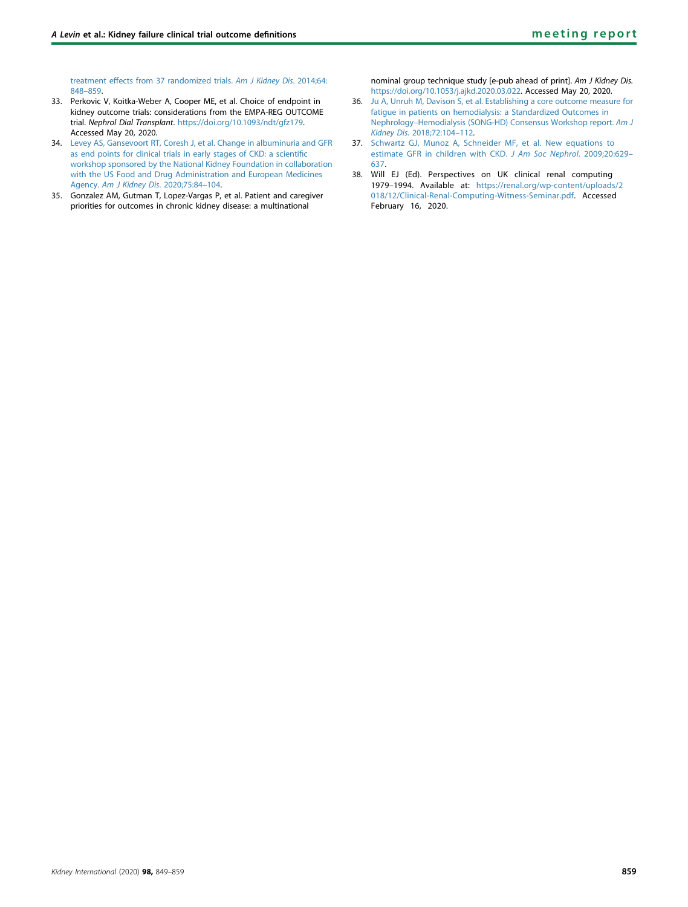treatment effects from 37 randomized trials. *Am J Kidney Dis*. 2014;64: 848–859.

33. Perkovic V, Koitka-Weber A, Cooper ME, et al. Choice of endpoint in kidney outcome trials: considerations from the EMPA-REG OUTCOME trial. *Nephrol Dial Transplant*. https://doi.org/10.1093/ndt/gfz179. Accessed May 20, 2020.
34. Levey AS, Gansevoort RT, Coresh J, et al. Change in albuminuria and GFR as end points for clinical trials in early stages of CKD: a scientific workshop sponsored by the National Kidney Foundation in collaboration with the US Food and Drug Administration and European Medicines Agency. *Am J Kidney Dis*. 2020;75:84–104.
35. Gonzalez AM, Gutman T, Lopez-Vargas P, et al. Patient and caregiver priorities for outcomes in chronic kidney disease: a multinational nominal group technique study [e-pub ahead of print]. *Am J Kidney Dis.* https://doi.org/10.1053/j.ajkd.2020.03.022. Accessed May 20, 2020.
36. Ju A, Unruh M, Davison S, et al. Establishing a core outcome measure for fatigue in patients on hemodialysis: a Standardized Outcomes in Nephrology–Hemodialysis (SONG-HD) Consensus Workshop report. *Am J Kidney Dis*. 2018;72:104–112.
37. Schwartz GJ, Munoz A, Schneider MF, et al. New equations to estimate GFR in children with CKD. *J Am Soc Nephrol*. 2009;20:629–637.
38. Will EJ (Ed). Perspectives on UK clinical renal computing 1979–1994. Available at: https://renal.org/wp-content/uploads/2018/12/Clinical-Renal-Computing-Witness-Seminar.pdf. Accessed February 16, 2020.